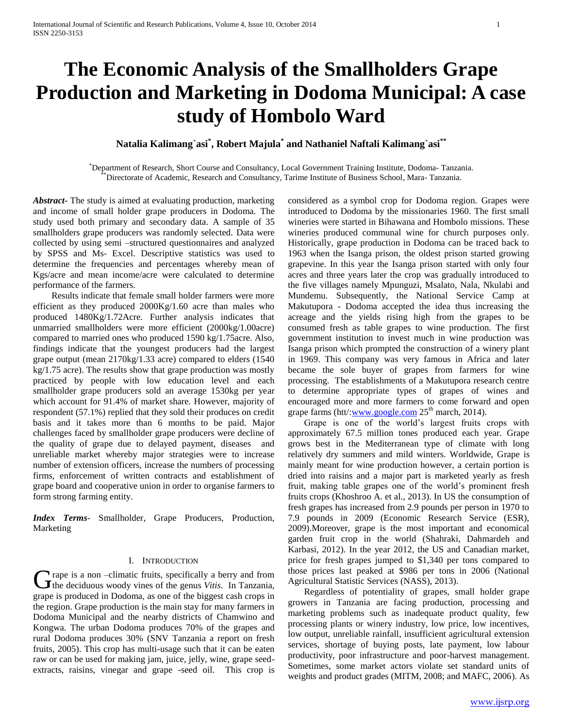# The Economic Analysis of the Smallholders Grape Production and Marketing in Dodoma Municipal: A case study of Hombolo Ward

**Natalia Kalimang`asi[*], Robert Majula[*] and Nathaniel Naftali Kalimang`asi[**]**

[*]Department of Research, Short Course and Consultancy, Local Government Training Institute, Dodoma- Tanzania.
[**]Directorate of Academic, Research and Consultancy, Tarime Institute of Business School, Mara- Tanzania.

***Abstract***- The study is aimed at evaluating production, marketing and income of small holder grape producers in Dodoma. The study used both primary and secondary data. A sample of 35 smallholders grape producers was randomly selected. Data were collected by using semi –structured questionnaires and analyzed by SPSS and Ms- Excel. Descriptive statistics was used to determine the frequencies and percentages whereby mean of Kgs/acre and mean income/acre were calculated to determine performance of the farmers.

Results indicate that female small holder farmers were more efficient as they produced 2000Kg/1.60 acre than males who produced 1480Kg/1.72Acre. Further analysis indicates that unmarried smallholders were more efficient (2000kg/1.00acre) compared to married ones who produced 1590 kg/1.75acre. Also, findings indicate that the youngest producers had the largest grape output (mean 2170kg/1.33 acre) compared to elders (1540 kg/1.75 acre). The results show that grape production was mostly practiced by people with low education level and each smallholder grape producers sold an average 1530kg per year which account for 91.4% of market share. However, majority of respondent (57.1%) replied that they sold their produces on credit basis and it takes more than 6 months to be paid. Major challenges faced by smallholder grape producers were decline of the quality of grape due to delayed payment, diseases and unreliable market whereby major strategies were to increase number of extension officers, increase the numbers of processing firms, enforcement of written contracts and establishment of grape board and cooperative union in order to organise farmers to form strong farming entity.

***Index Terms***- Smallholder, Grape Producers, Production, Marketing

## I. Introduction

Grape is a non –climatic fruits, specifically a berry and from the deciduous woody vines of the genus *Vitis*. In Tanzania, grape is produced in Dodoma, as one of the biggest cash crops in the region. Grape production is the main stay for many farmers in Dodoma Municipal and the nearby districts of Chamwino and Kongwa. The urban Dodoma produces 70% of the grapes and rural Dodoma produces 30% (SNV Tanzania a report on fresh fruits, 2005). This crop has multi-usage such that it can be eaten raw or can be used for making jam, juice, jelly, wine, grape seed-extracts, raisins, vinegar and grape -seed oil. This crop is considered as a symbol crop for Dodoma region. Grapes were introduced to Dodoma by the missionaries 1960. The first small wineries were started in Bihawana and Hombolo missions. These wineries produced communal wine for church purposes only. Historically, grape production in Dodoma can be traced back to 1963 when the Isanga prison, the oldest prison started growing grapevine. In this year the Isanga prison started with only four acres and three years later the crop was gradually introduced to the five villages namely Mpunguzi, Msalato, Nala, Nkulabi and Mundemu. Subsequently, the National Service Camp at Makutupora - Dodoma accepted the idea thus increasing the acreage and the yields rising high from the grapes to be consumed fresh as table grapes to wine production. The first government institution to invest much in wine production was Isanga prison which prompted the construction of a winery plant in 1969. This company was very famous in Africa and later became the sole buyer of grapes from farmers for wine processing. The establishments of a Makutupora research centre to determine appropriate types of grapes of wines and encouraged more and more farmers to come forward and open grape farms (htt/:www.google.com 25th march, 2014).

Grape is one of the world's largest fruits crops with approximately 67.5 million tones produced each year. Grape grows best in the Mediterranean type of climate with long relatively dry summers and mild winters. Worldwide, Grape is mainly meant for wine production however, a certain portion is dried into raisins and a major part is marketed yearly as fresh fruit, making table grapes one of the world's prominent fresh fruits crops (Khoshroo A. et al., 2013). In US the consumption of fresh grapes has increased from 2.9 pounds per person in 1970 to 7.9 pounds in 2009 (Economic Research Service (ESR), 2009).Moreover, grape is the most important and economical garden fruit crop in the world (Shahraki, Dahmardeh and Karbasi, 2012). In the year 2012, the US and Canadian market, price for fresh grapes jumped to $1,340 per tons compared to those prices last peaked at $986 per tons in 2006 (National Agricultural Statistic Services (NASS), 2013).

Regardless of potentiality of grapes, small holder grape growers in Tanzania are facing production, processing and marketing problems such as inadequate product quality, few processing plants or winery industry, low price, low incentives, low output, unreliable rainfall, insufficient agricultural extension services, shortage of buying posts, late payment, low labour productivity, poor infrastructure and poor-harvest management. Sometimes, some market actors violate set standard units of weights and product grades (MITM, 2008; and MAFC, 2006). As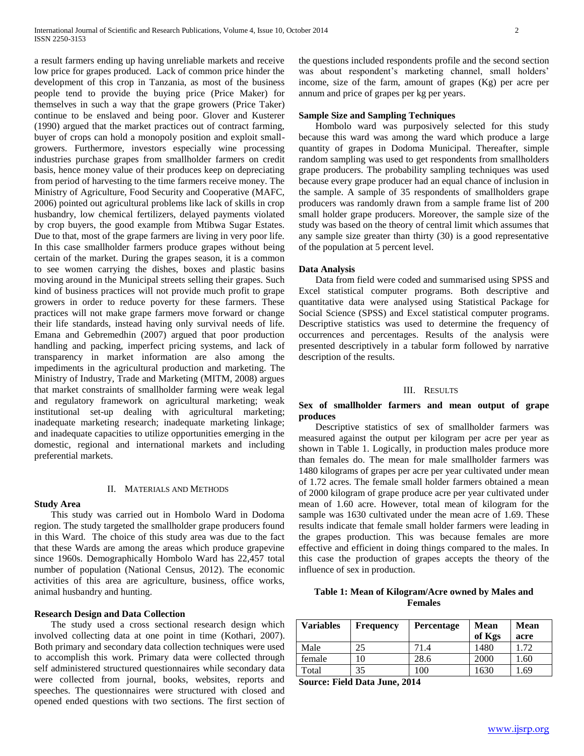a result farmers ending up having unreliable markets and receive low price for grapes produced. Lack of common price hinder the development of this crop in Tanzania, as most of the business people tend to provide the buying price (Price Maker) for themselves in such a way that the grape growers (Price Taker) continue to be enslaved and being poor. Glover and Kusterer (1990) argued that the market practices out of contract farming, buyer of crops can hold a monopoly position and exploit small-growers. Furthermore, investors especially wine processing industries purchase grapes from smallholder farmers on credit basis, hence money value of their produces keep on depreciating from period of harvesting to the time farmers receive money. The Ministry of Agriculture, Food Security and Cooperative (MAFC, 2006) pointed out agricultural problems like lack of skills in crop husbandry, low chemical fertilizers, delayed payments violated by crop buyers, the good example from Mtibwa Sugar Estates. Due to that, most of the grape farmers are living in very poor life. In this case smallholder farmers produce grapes without being certain of the market. During the grapes season, it is a common to see women carrying the dishes, boxes and plastic basins moving around in the Municipal streets selling their grapes. Such kind of business practices will not provide much profit to grape growers in order to reduce poverty for these farmers. These practices will not make grape farmers move forward or change their life standards, instead having only survival needs of life. Emana and Gebremedhin (2007) argued that poor production handling and packing, imperfect pricing systems, and lack of transparency in market information are also among the impediments in the agricultural production and marketing. The Ministry of Industry, Trade and Marketing (MITM, 2008) argues that market constraints of smallholder farming were weak legal and regulatory framework on agricultural marketing; weak institutional set-up dealing with agricultural marketing; inadequate marketing research; inadequate marketing linkage; and inadequate capacities to utilize opportunities emerging in the domestic, regional and international markets and including preferential markets.

## II. Materials and Methods

### Study Area

This study was carried out in Hombolo Ward in Dodoma region. The study targeted the smallholder grape producers found in this Ward. The choice of this study area was due to the fact that these Wards are among the areas which produce grapevine since 1960s. Demographically Hombolo Ward has 22,457 total number of population (National Census, 2012). The economic activities of this area are agriculture, business, office works, animal husbandry and hunting.

### Research Design and Data Collection

The study used a cross sectional research design which involved collecting data at one point in time (Kothari, 2007). Both primary and secondary data collection techniques were used to accomplish this work. Primary data were collected through self administered structured questionnaires while secondary data were collected from journal, books, websites, reports and speeches. The questionnaires were structured with closed and opened ended questions with two sections. The first section of the questions included respondents profile and the second section was about respondent's marketing channel, small holders' income, size of the farm, amount of grapes (Kg) per acre per annum and price of grapes per kg per years.

### Sample Size and Sampling Techniques

Hombolo ward was purposively selected for this study because this ward was among the ward which produce a large quantity of grapes in Dodoma Municipal. Thereafter, simple random sampling was used to get respondents from smallholders grape producers. The probability sampling techniques was used because every grape producer had an equal chance of inclusion in the sample. A sample of 35 respondents of smallholders grape producers was randomly drawn from a sample frame list of 200 small holder grape producers. Moreover, the sample size of the study was based on the theory of central limit which assumes that any sample size greater than thirty (30) is a good representative of the population at 5 percent level.

### Data Analysis

Data from field were coded and summarised using SPSS and Excel statistical computer programs. Both descriptive and quantitative data were analysed using Statistical Package for Social Science (SPSS) and Excel statistical computer programs. Descriptive statistics was used to determine the frequency of occurrences and percentages. Results of the analysis were presented descriptively in a tabular form followed by narrative description of the results.

## III. Results

### Sex of smallholder farmers and mean output of grape produces

Descriptive statistics of sex of smallholder farmers was measured against the output per kilogram per acre per year as shown in Table 1. Logically, in production males produce more than females do. The mean for male smallholder farmers was 1480 kilograms of grapes per acre per year cultivated under mean of 1.72 acres. The female small holder farmers obtained a mean of 2000 kilogram of grape produce acre per year cultivated under mean of 1.60 acre. However, total mean of kilogram for the sample was 1630 cultivated under the mean acre of 1.69. These results indicate that female small holder farmers were leading in the grapes production. This was because females are more effective and efficient in doing things compared to the males. In this case the production of grapes accepts the theory of the influence of sex in production.

**Table 1: Mean of Kilogram/Acre owned by Males and Females**

| Variables | Frequency | Percentage | Mean of Kgs | Mean acre |
|---|---|---|---|---|
| Male | 25 | 71.4 | 1480 | 1.72 |
| female | 10 | 28.6 | 2000 | 1.60 |
| Total | 35 | 100 | 1630 | 1.69 |

**Source: Field Data June, 2014**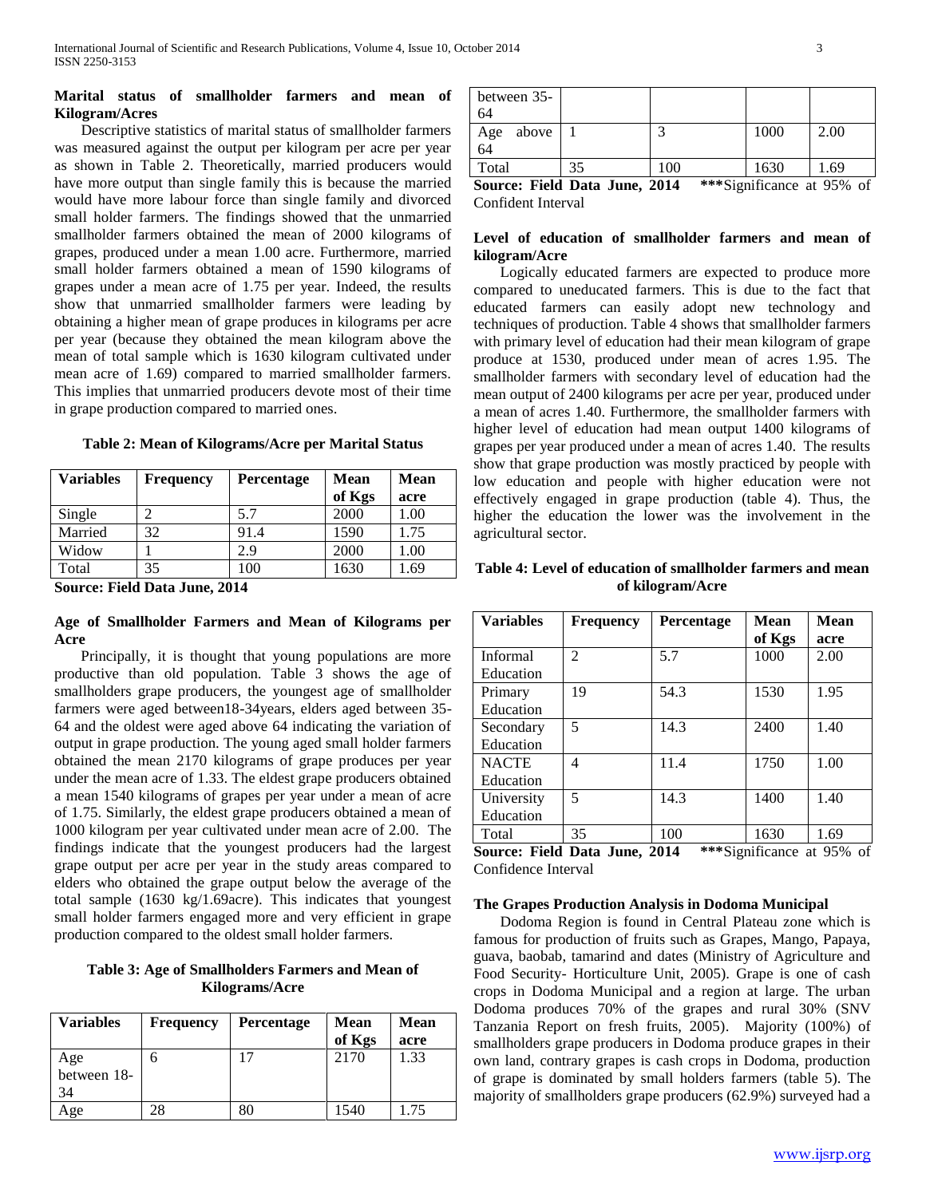**Marital status of smallholder farmers and mean of Kilogram/Acres**

Descriptive statistics of marital status of smallholder farmers was measured against the output per kilogram per acre per year as shown in Table 2. Theoretically, married producers would have more output than single family this is because the married would have more labour force than single family and divorced small holder farmers. The findings showed that the unmarried smallholder farmers obtained the mean of 2000 kilograms of grapes, produced under a mean 1.00 acre. Furthermore, married small holder farmers obtained a mean of 1590 kilograms of grapes under a mean acre of 1.75 per year. Indeed, the results show that unmarried smallholder farmers were leading by obtaining a higher mean of grape produces in kilograms per acre per year (because they obtained the mean kilogram above the mean of total sample which is 1630 kilogram cultivated under mean acre of 1.69) compared to married smallholder farmers. This implies that unmarried producers devote most of their time in grape production compared to married ones.

**Table 2: Mean of Kilograms/Acre per Marital Status**

| Variables | Frequency | Percentage | Mean of Kgs | Mean acre |
|---|---|---|---|---|
| Single | 2 | 5.7 | 2000 | 1.00 |
| Married | 32 | 91.4 | 1590 | 1.75 |
| Widow | 1 | 2.9 | 2000 | 1.00 |
| Total | 35 | 100 | 1630 | 1.69 |

**Source: Field Data June, 2014**

**Age of Smallholder Farmers and Mean of Kilograms per Acre**

Principally, it is thought that young populations are more productive than old population. Table 3 shows the age of smallholders grape producers, the youngest age of smallholder farmers were aged between18-34years, elders aged between 35-64 and the oldest were aged above 64 indicating the variation of output in grape production. The young aged small holder farmers obtained the mean 2170 kilograms of grape produces per year under the mean acre of 1.33. The eldest grape producers obtained a mean 1540 kilograms of grapes per year under a mean of acre of 1.75. Similarly, the eldest grape producers obtained a mean of 1000 kilogram per year cultivated under mean acre of 2.00. The findings indicate that the youngest producers had the largest grape output per acre per year in the study areas compared to elders who obtained the grape output below the average of the total sample (1630 kg/1.69acre). This indicates that youngest small holder farmers engaged more and very efficient in grape production compared to the oldest small holder farmers.

**Table 3: Age of Smallholders Farmers and Mean of Kilograms/Acre**

| Variables | Frequency | Percentage | Mean of Kgs | Mean acre |
|---|---|---|---|---|
| Age between 18-34 | 6 | 17 | 2170 | 1.33 |
| Age between 35-64 | 28 | 80 | 1540 | 1.75 |
| Age above 64 | 1 | 3 | 1000 | 2.00 |
| Total | 35 | 100 | 1630 | 1.69 |

**Source: Field Data June, 2014** ***Significance at 95% of Confident Interval

**Level of education of smallholder farmers and mean of kilogram/Acre**

Logically educated farmers are expected to produce more compared to uneducated farmers. This is due to the fact that educated farmers can easily adopt new technology and techniques of production. Table 4 shows that smallholder farmers with primary level of education had their mean kilogram of grape produce at 1530, produced under mean of acres 1.95. The smallholder farmers with secondary level of education had the mean output of 2400 kilograms per acre per year, produced under a mean of acres 1.40. Furthermore, the smallholder farmers with higher level of education had mean output 1400 kilograms of grapes per year produced under a mean of acres 1.40. The results show that grape production was mostly practiced by people with low education and people with higher education were not effectively engaged in grape production (table 4). Thus, the higher the education the lower was the involvement in the agricultural sector.

**Table 4: Level of education of smallholder farmers and mean of kilogram/Acre**

| Variables | Frequency | Percentage | Mean of Kgs | Mean acre |
|---|---|---|---|---|
| Informal Education | 2 | 5.7 | 1000 | 2.00 |
| Primary Education | 19 | 54.3 | 1530 | 1.95 |
| Secondary Education | 5 | 14.3 | 2400 | 1.40 |
| NACTE Education | 4 | 11.4 | 1750 | 1.00 |
| University Education | 5 | 14.3 | 1400 | 1.40 |
| Total | 35 | 100 | 1630 | 1.69 |

**Source: Field Data June, 2014** ***Significance at 95% of Confidence Interval

**The Grapes Production Analysis in Dodoma Municipal**

Dodoma Region is found in Central Plateau zone which is famous for production of fruits such as Grapes, Mango, Papaya, guava, baobab, tamarind and dates (Ministry of Agriculture and Food Security- Horticulture Unit, 2005). Grape is one of cash crops in Dodoma Municipal and a region at large. The urban Dodoma produces 70% of the grapes and rural 30% (SNV Tanzania Report on fresh fruits, 2005). Majority (100%) of smallholders grape producers in Dodoma produce grapes in their own land, contrary grapes is cash crops in Dodoma, production of grape is dominated by small holders farmers (table 5). The majority of smallholders grape producers (62.9%) surveyed had a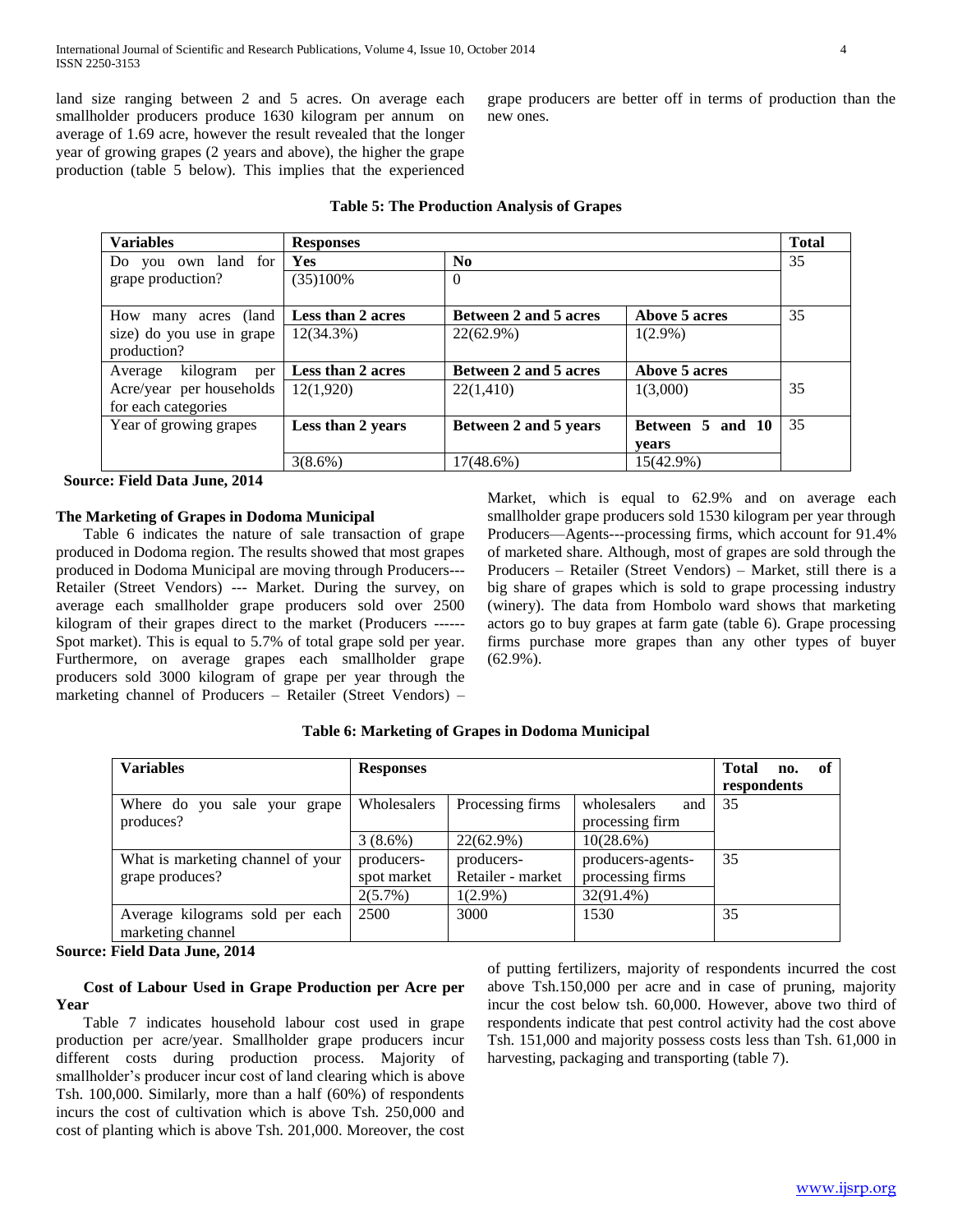land size ranging between 2 and 5 acres. On average each smallholder producers produce 1630 kilogram per annum on average of 1.69 acre, however the result revealed that the longer year of growing grapes (2 years and above), the higher the grape production (table 5 below). This implies that the experienced grape producers are better off in terms of production than the new ones.

**Table 5: The Production Analysis of Grapes**

| **Variables** | **Responses** | | | **Total** |
|---|---|---|---|---|
| Do you own land for grape production? | **Yes** | **No** | | 35 |
| | (35)100% | 0 | | |
| How many acres (land size) do you use in grape production? | **Less than 2 acres** | **Between 2 and 5 acres** | **Above 5 acres** | 35 |
| | 12(34.3%) | 22(62.9%) | 1(2.9%) | |
| Average kilogram per Acre/year per households for each categories | **Less than 2 acres** | **Between 2 and 5 acres** | **Above 5 acres** | 35 |
| | 12(1,920) | 22(1,410) | 1(3,000) | |
| Year of growing grapes | **Less than 2 years** | **Between 2 and 5 years** | **Between 5 and 10 years** | 35 |
| | 3(8.6%) | 17(48.6%) | 15(42.9%) | |

**Source: Field Data June, 2014**

**The Marketing of Grapes in Dodoma Municipal**

Table 6 indicates the nature of sale transaction of grape produced in Dodoma region. The results showed that most grapes produced in Dodoma Municipal are moving through Producers---Retailer (Street Vendors) --- Market. During the survey, on average each smallholder grape producers sold over 2500 kilogram of their grapes direct to the market (Producers ------ Spot market). This is equal to 5.7% of total grape sold per year. Furthermore, on average grapes each smallholder grape producers sold 3000 kilogram of grape per year through the marketing channel of Producers – Retailer (Street Vendors) – Market, which is equal to 62.9% and on average each smallholder grape producers sold 1530 kilogram per year through Producers—Agents---processing firms, which account for 91.4% of marketed share. Although, most of grapes are sold through the Producers – Retailer (Street Vendors) – Market, still there is a big share of grapes which is sold to grape processing industry (winery). The data from Hombolo ward shows that marketing actors go to buy grapes at farm gate (table 6). Grape processing firms purchase more grapes than any other types of buyer (62.9%).

**Table 6: Marketing of Grapes in Dodoma Municipal**

| **Variables** | **Responses** | | | **Total no. of respondents** |
|---|---|---|---|---|
| Where do you sale your grape produces? | Wholesalers | Processing firms | wholesalers and processing firm | 35 |
| | 3 (8.6%) | 22(62.9%) | 10(28.6%) | |
| What is marketing channel of your grape produces? | producers-spot market | producers-Retailer - market | producers-agents-processing firms | 35 |
| | 2(5.7%) | 1(2.9%) | 32(91.4%) | |
| Average kilograms sold per each marketing channel | 2500 | 3000 | 1530 | 35 |

**Source: Field Data June, 2014**

**Cost of Labour Used in Grape Production per Acre per Year**

Table 7 indicates household labour cost used in grape production per acre/year. Smallholder grape producers incur different costs during production process. Majority of smallholder's producer incur cost of land clearing which is above Tsh. 100,000. Similarly, more than a half (60%) of respondents incurs the cost of cultivation which is above Tsh. 250,000 and cost of planting which is above Tsh. 201,000. Moreover, the cost of putting fertilizers, majority of respondents incurred the cost above Tsh.150,000 per acre and in case of pruning, majority incur the cost below tsh. 60,000. However, above two third of respondents indicate that pest control activity had the cost above Tsh. 151,000 and majority possess costs less than Tsh. 61,000 in harvesting, packaging and transporting (table 7).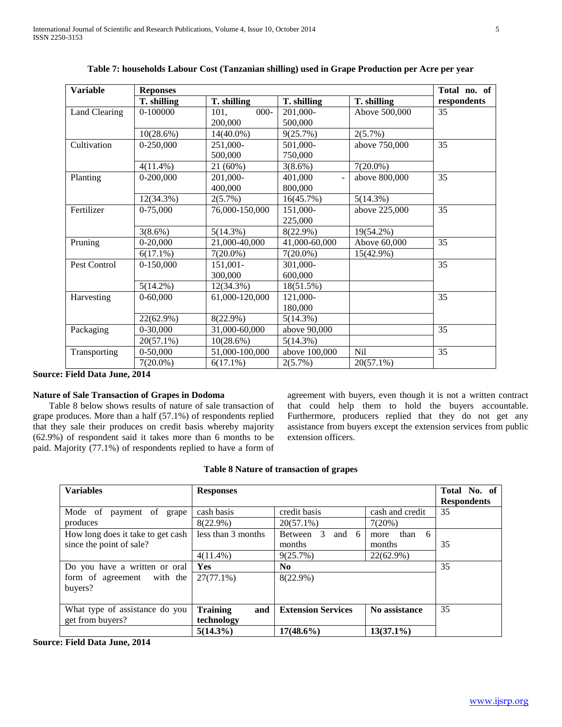**Table 7: households Labour Cost (Tanzanian shilling) used in Grape Production per Acre per year**

| Variable | Reponses | | | | Total no. of respondents |
|---|---|---|---|---|---|
| | T. shilling | T. shilling | T. shilling | T. shilling | |
| Land Clearing | 0-100000 | 101, 000-200,000 | 201,000-500,000 | Above 500,000 | 35 |
| | 10(28.6%) | 14(40.0%) | 9(25.7%) | 2(5.7%) | |
| Cultivation | 0-250,000 | 251,000-500,000 | 501,000-750,000 | above 750,000 | 35 |
| | 4(11.4%) | 21 (60%) | 3(8.6%) | 7(20.0%) | |
| Planting | 0-200,000 | 201,000-400,000 | 401,000 - 800,000 | above 800,000 | 35 |
| | 12(34.3%) | 2(5.7%) | 16(45.7%) | 5(14.3%) | |
| Fertilizer | 0-75,000 | 76,000-150,000 | 151,000-225,000 | above 225,000 | 35 |
| | 3(8.6%) | 5(14.3%) | 8(22.9%) | 19(54.2%) | |
| Pruning | 0-20,000 | 21,000-40,000 | 41,000-60,000 | Above 60,000 | 35 |
| | 6(17.1%) | 7(20.0%) | 7(20.0%) | 15(42.9%) | |
| Pest Control | 0-150,000 | 151,001-300,000 | 301,000-600,000 | | 35 |
| | 5(14.2%) | 12(34.3%) | 18(51.5%) | | |
| Harvesting | 0-60,000 | 61,000-120,000 | 121,000-180,000 | | 35 |
| | 22(62.9%) | 8(22.9%) | 5(14.3%) | | |
| Packaging | 0-30,000 | 31,000-60,000 | above 90,000 | | 35 |
| | 20(57.1%) | 10(28.6%) | 5(14.3%) | | |
| Transporting | 0-50,000 | 51,000-100,000 | above 100,000 | Nil | 35 |
| | 7(20.0%) | 6(17.1%) | 2(5.7%) | 20(57.1%) | |

**Source: Field Data June, 2014**

**Nature of Sale Transaction of Grapes in Dodoma**

Table 8 below shows results of nature of sale transaction of grape produces. More than a half (57.1%) of respondents replied that they sale their produces on credit basis whereby majority (62.9%) of respondent said it takes more than 6 months to be paid. Majority (77.1%) of respondents replied to have a form of agreement with buyers, even though it is not a written contract that could help them to hold the buyers accountable. Furthermore, producers replied that they do not get any assistance from buyers except the extension services from public extension officers.

**Table 8 Nature of transaction of grapes**

| Variables | Responses | | | Total No. of Respondents |
|---|---|---|---|---|
| Mode of payment of grape produces | cash basis | credit basis | cash and credit | 35 |
| | 8(22.9%) | 20(57.1%) | 7(20%) | |
| How long does it take to get cash since the point of sale? | less than 3 months | Between 3 and 6 months | more than 6 months | 35 |
| | 4(11.4%) | 9(25.7%) | 22(62.9%) | |
| Do you have a written or oral form of agreement with the buyers? | **Yes** | **No** | | 35 |
| | 27(77.1%) | 8(22.9%) | | |
| What type of assistance do you get from buyers? | **Training and technology** | **Extension Services** | **No assistance** | 35 |
| | **5(14.3%)** | **17(48.6%)** | **13(37.1%)** | |

**Source: Field Data June, 2014**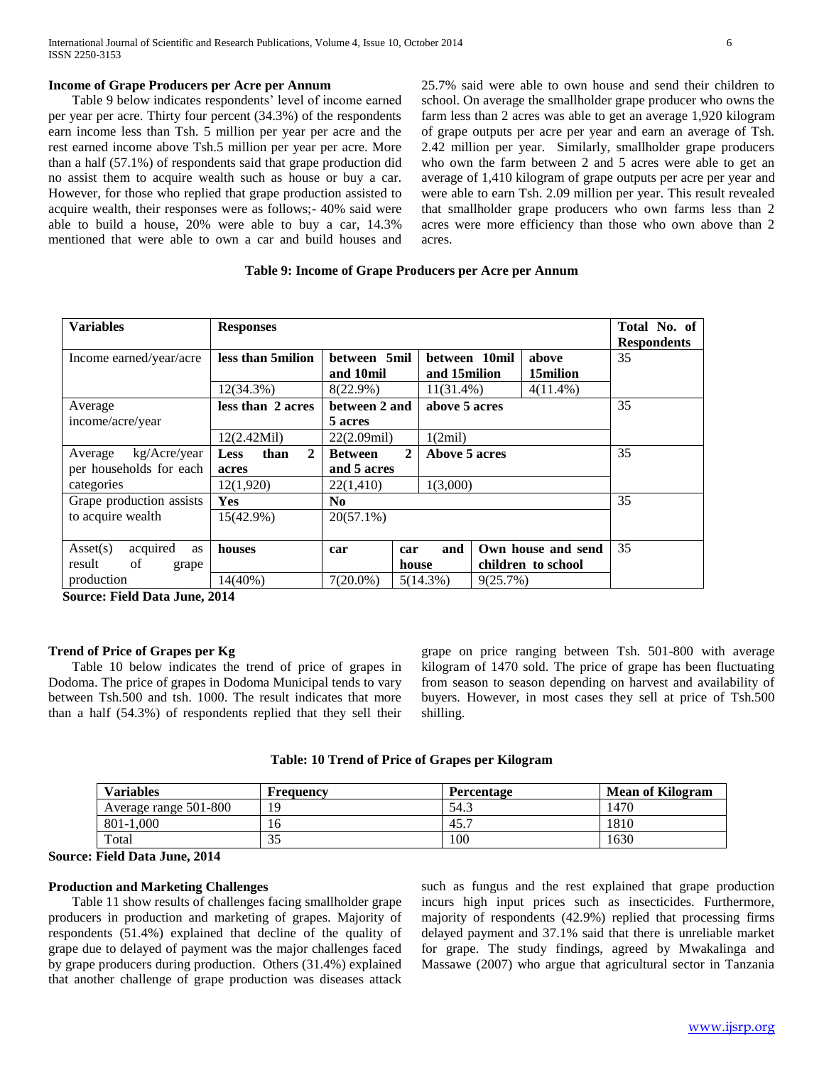**Income of Grape Producers per Acre per Annum**

Table 9 below indicates respondents' level of income earned per year per acre. Thirty four percent (34.3%) of the respondents earn income less than Tsh. 5 million per year per acre and the rest earned income above Tsh.5 million per year per acre. More than a half (57.1%) of respondents said that grape production did no assist them to acquire wealth such as house or buy a car. However, for those who replied that grape production assisted to acquire wealth, their responses were as follows;- 40% said were able to build a house, 20% were able to buy a car, 14.3% mentioned that were able to own a car and build houses and 25.7% said were able to own house and send their children to school. On average the smallholder grape producer who owns the farm less than 2 acres was able to get an average 1,920 kilogram of grape outputs per acre per year and earn an average of Tsh. 2.42 million per year. Similarly, smallholder grape producers who own the farm between 2 and 5 acres were able to get an average of 1,410 kilogram of grape outputs per acre per year and were able to earn Tsh. 2.09 million per year. This result revealed that smallholder grape producers who own farms less than 2 acres were more efficiency than those who own above than 2 acres.

**Table 9: Income of Grape Producers per Acre per Annum**

| Variables | Responses | | | | | Total No. of Respondents |
|---|---|---|---|---|---|---|
| Income earned/year/acre | **less than 5milion** | **between 5mil and 10mil** | **between 10mil and 15milion** | | **above 15milion** | 35 |
| | 12(34.3%) | 8(22.9%) | 11(31.4%) | | 4(11.4%) | |
| Average income/acre/year | **less than 2 acres** | **between 2 and 5 acres** | **above 5 acres** | | | 35 |
| | 12(2.42Mil) | 22(2.09mil) | 1(2mil) | | | |
| Average kg/Acre/year per households for each categories | **Less than 2 acres** | **Between 2 and 5 acres** | **Above 5 acres** | | | 35 |
| | 12(1,920) | 22(1,410) | 1(3,000) | | | |
| Grape production assists to acquire wealth | **Yes** | **No** | | | | 35 |
| | 15(42.9%) | 20(57.1%) | | | | |
| Asset(s) acquired as result of grape production | **houses** | **car** | **car and house** | **Own house and send children to school** | | 35 |
| | 14(40%) | 7(20.0%) | 5(14.3%) | 9(25.7%) | | |

**Source: Field Data June, 2014**

**Trend of Price of Grapes per Kg**

Table 10 below indicates the trend of price of grapes in Dodoma. The price of grapes in Dodoma Municipal tends to vary between Tsh.500 and tsh. 1000. The result indicates that more than a half (54.3%) of respondents replied that they sell their grape on price ranging between Tsh. 501-800 with average kilogram of 1470 sold. The price of grape has been fluctuating from season to season depending on harvest and availability of buyers. However, in most cases they sell at price of Tsh.500 shilling.

**Table: 10 Trend of Price of Grapes per Kilogram**

| Variables | Frequency | Percentage | Mean of Kilogram |
|---|---|---|---|
| Average range 501-800 | 19 | 54.3 | 1470 |
| 801-1,000 | 16 | 45.7 | 1810 |
| Total | 35 | 100 | 1630 |

**Source: Field Data June, 2014**

**Production and Marketing Challenges**

Table 11 show results of challenges facing smallholder grape producers in production and marketing of grapes. Majority of respondents (51.4%) explained that decline of the quality of grape due to delayed of payment was the major challenges faced by grape producers during production. Others (31.4%) explained that another challenge of grape production was diseases attack such as fungus and the rest explained that grape production incurs high input prices such as insecticides. Furthermore, majority of respondents (42.9%) replied that processing firms delayed payment and 37.1% said that there is unreliable market for grape. The study findings, agreed by Mwakalinga and Massawe (2007) who argue that agricultural sector in Tanzania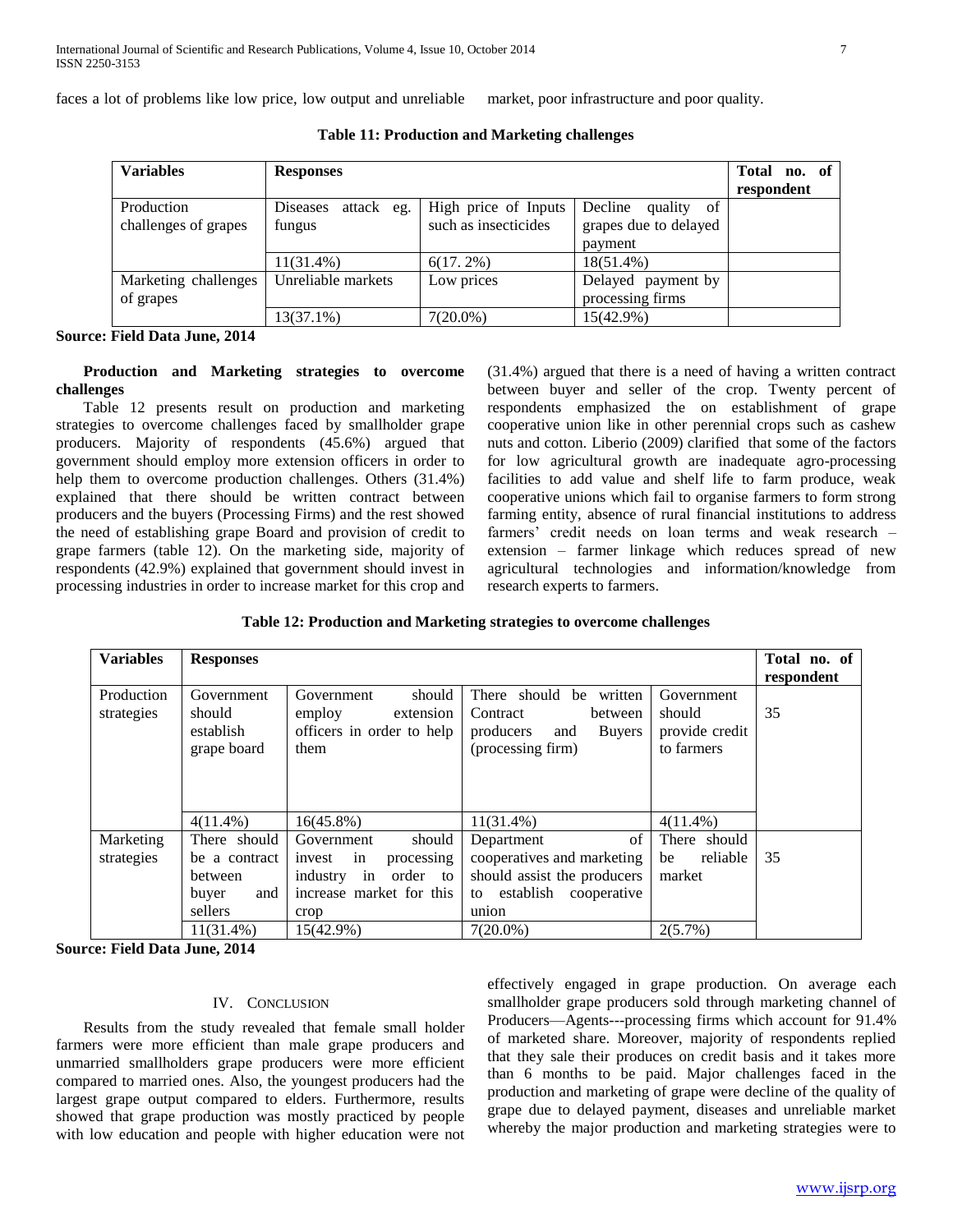faces a lot of problems like low price, low output and unreliable market, poor infrastructure and poor quality.

**Table 11: Production and Marketing challenges**

| Variables | Responses | | | Total no. of respondent |
|---|---|---|---|---|
| Production challenges of grapes | Diseases attack eg. fungus | High price of Inputs such as insecticides | Decline quality of grapes due to delayed payment | |
| | 11(31.4%) | 6(17. 2%) | 18(51.4%) | |
| Marketing challenges of grapes | Unreliable markets | Low prices | Delayed payment by processing firms | |
| | 13(37.1%) | 7(20.0%) | 15(42.9%) | |

**Source: Field Data June, 2014**

**Production and Marketing strategies to overcome challenges**

Table 12 presents result on production and marketing strategies to overcome challenges faced by smallholder grape producers. Majority of respondents (45.6%) argued that government should employ more extension officers in order to help them to overcome production challenges. Others (31.4%) explained that there should be written contract between producers and the buyers (Processing Firms) and the rest showed the need of establishing grape Board and provision of credit to grape farmers (table 12). On the marketing side, majority of respondents (42.9%) explained that government should invest in processing industries in order to increase market for this crop and (31.4%) argued that there is a need of having a written contract between buyer and seller of the crop. Twenty percent of respondents emphasized the on establishment of grape cooperative union like in other perennial crops such as cashew nuts and cotton. Liberio (2009) clarified that some of the factors for low agricultural growth are inadequate agro-processing facilities to add value and shelf life to farm produce, weak cooperative unions which fail to organise farmers to form strong farming entity, absence of rural financial institutions to address farmers' credit needs on loan terms and weak research – extension – farmer linkage which reduces spread of new agricultural technologies and information/knowledge from research experts to farmers.

**Table 12: Production and Marketing strategies to overcome challenges**

| Variables | Responses | | | | Total no. of respondent |
|---|---|---|---|---|---|
| Production strategies | Government should establish grape board | Government should employ extension officers in order to help them | There should be written Contract between producers and Buyers (processing firm) | Government should provide credit to farmers | 35 |
| | 4(11.4%) | 16(45.8%) | 11(31.4%) | 4(11.4%) | |
| Marketing strategies | There should be a contract between buyer and sellers | Government should invest in processing industry in order to increase market for this crop | Department of cooperatives and marketing should assist the producers to establish cooperative union | There should be reliable market | 35 |
| | 11(31.4%) | 15(42.9%) | 7(20.0%) | 2(5.7%) | |

**Source: Field Data June, 2014**

## IV. Conclusion

Results from the study revealed that female small holder farmers were more efficient than male grape producers and unmarried smallholders grape producers were more efficient compared to married ones. Also, the youngest producers had the largest grape output compared to elders. Furthermore, results showed that grape production was mostly practiced by people with low education and people with higher education were not effectively engaged in grape production. On average each smallholder grape producers sold through marketing channel of Producers—Agents---processing firms which account for 91.4% of marketed share. Moreover, majority of respondents replied that they sale their produces on credit basis and it takes more than 6 months to be paid. Major challenges faced in the production and marketing of grape were decline of the quality of grape due to delayed payment, diseases and unreliable market whereby the major production and marketing strategies were to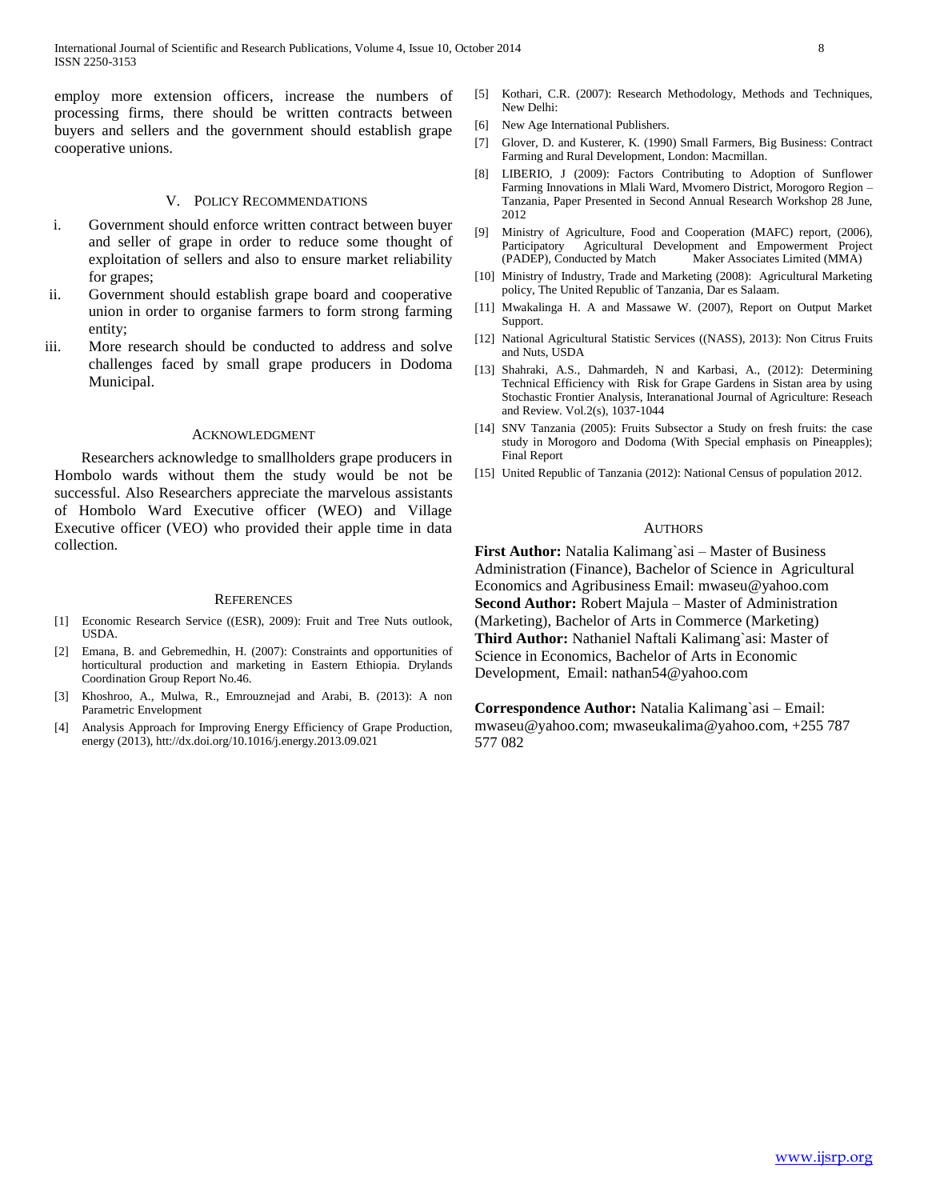employ more extension officers, increase the numbers of processing firms, there should be written contracts between buyers and sellers and the government should establish grape cooperative unions.

## V. Policy Recommendations

i. Government should enforce written contract between buyer and seller of grape in order to reduce some thought of exploitation of sellers and also to ensure market reliability for grapes;

ii. Government should establish grape board and cooperative union in order to organise farmers to form strong farming entity;

iii. More research should be conducted to address and solve challenges faced by small grape producers in Dodoma Municipal.

## Acknowledgment

Researchers acknowledge to smallholders grape producers in Hombolo wards without them the study would be not be successful. Also Researchers appreciate the marvelous assistants of Hombolo Ward Executive officer (WEO) and Village Executive officer (VEO) who provided their apple time in data collection.

## References

[1] Economic Research Service ((ESR), 2009): Fruit and Tree Nuts outlook, USDA.

[2] Emana, B. and Gebremedhin, H. (2007): Constraints and opportunities of horticultural production and marketing in Eastern Ethiopia. Drylands Coordination Group Report No.46.

[3] Khoshroo, A., Mulwa, R., Emrouznejad and Arabi, B. (2013): A non Parametric Envelopment

[4] Analysis Approach for Improving Energy Efficiency of Grape Production, energy (2013), htt://dx.doi.org/10.1016/j.energy.2013.09.021

[5] Kothari, C.R. (2007): Research Methodology, Methods and Techniques, New Delhi:

[6] New Age International Publishers.

[7] Glover, D. and Kusterer, K. (1990) Small Farmers, Big Business: Contract Farming and Rural Development, London: Macmillan.

[8] LIBERIO, J (2009): Factors Contributing to Adoption of Sunflower Farming Innovations in Mlali Ward, Mvomero District, Morogoro Region – Tanzania, Paper Presented in Second Annual Research Workshop 28 June, 2012

[9] Ministry of Agriculture, Food and Cooperation (MAFC) report, (2006), Participatory Agricultural Development and Empowerment Project (PADEP), Conducted by Match Maker Associates Limited (MMA)

[10] Ministry of Industry, Trade and Marketing (2008): Agricultural Marketing policy, The United Republic of Tanzania, Dar es Salaam.

[11] Mwakalinga H. A and Massawe W. (2007), Report on Output Market Support.

[12] National Agricultural Statistic Services ((NASS), 2013): Non Citrus Fruits and Nuts, USDA

[13] Shahraki, A.S., Dahmardeh, N and Karbasi, A., (2012): Determining Technical Efficiency with Risk for Grape Gardens in Sistan area by using Stochastic Frontier Analysis, Interanational Journal of Agriculture: Reseach and Review. Vol.2(s), 1037-1044

[14] SNV Tanzania (2005): Fruits Subsector a Study on fresh fruits: the case study in Morogoro and Dodoma (With Special emphasis on Pineapples); Final Report

[15] United Republic of Tanzania (2012): National Census of population 2012.

## Authors

**First Author:** Natalia Kalimang`asi – Master of Business Administration (Finance), Bachelor of Science in Agricultural Economics and Agribusiness Email: mwaseu@yahoo.com
**Second Author:** Robert Majula – Master of Administration (Marketing), Bachelor of Arts in Commerce (Marketing)
**Third Author:** Nathaniel Naftali Kalimang`asi: Master of Science in Economics, Bachelor of Arts in Economic Development, Email: nathan54@yahoo.com

**Correspondence Author:** Natalia Kalimang`asi – Email: mwaseu@yahoo.com; mwaseukalima@yahoo.com, +255 787 577 082